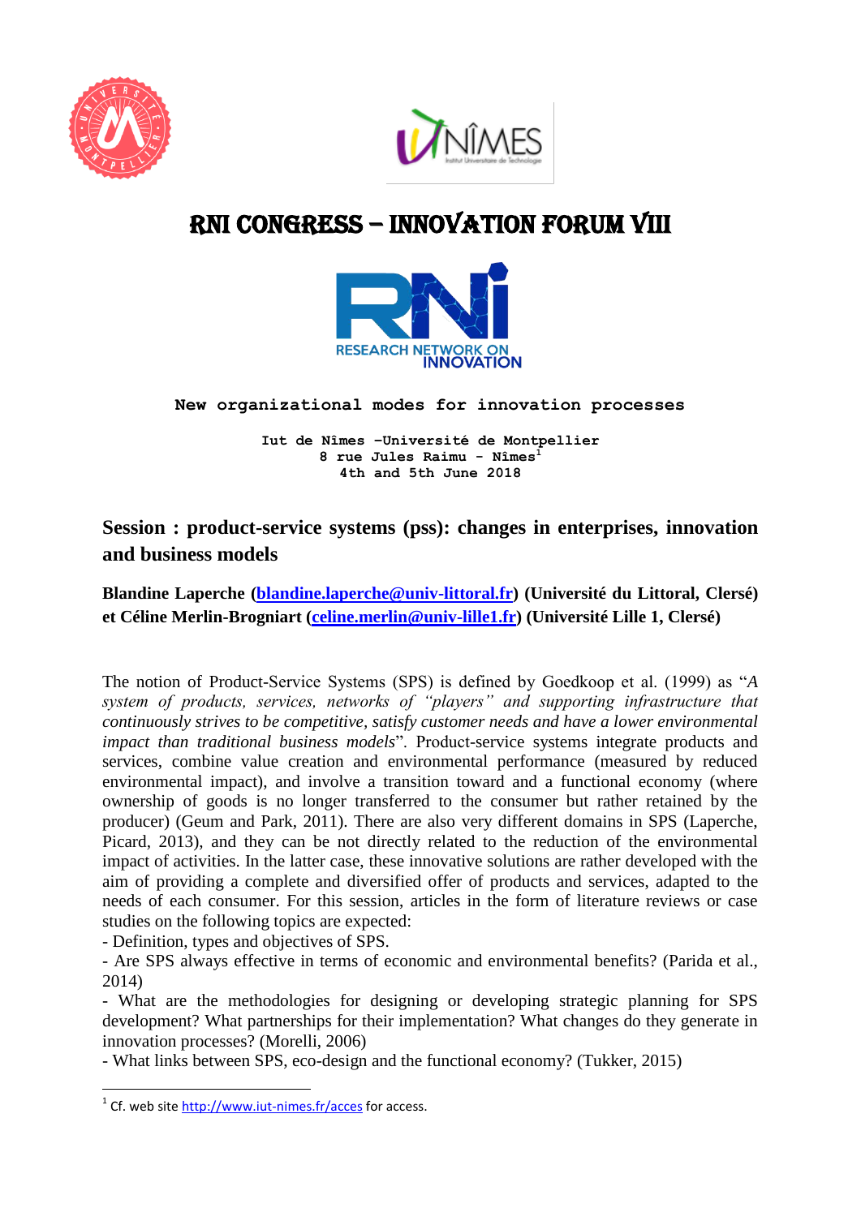# RNI CONGRESS – INNOVATION FORUM VIII

**New organizational modes for innovation processes**

**Iut de Nîmes –Université de Montpellier**
**8 rue Jules Raimu - Nîmes[1]**
**4th and 5th June 2018**

## Session : product-service systems (pss): changes in enterprises, innovation and business models

**Blandine Laperche (blandine.laperche@univ-littoral.fr) (Université du Littoral, Clersé) et Céline Merlin-Brogniart (celine.merlin@univ-lille1.fr) (Université Lille 1, Clersé)**

The notion of Product-Service Systems (SPS) is defined by Goedkoop et al. (1999) as "*A system of products, services, networks of "players" and supporting infrastructure that continuously strives to be competitive, satisfy customer needs and have a lower environmental impact than traditional business models*". Product-service systems integrate products and services, combine value creation and environmental performance (measured by reduced environmental impact), and involve a transition toward and a functional economy (where ownership of goods is no longer transferred to the consumer but rather retained by the producer) (Geum and Park, 2011). There are also very different domains in SPS (Laperche, Picard, 2013), and they can be not directly related to the reduction of the environmental impact of activities. In the latter case, these innovative solutions are rather developed with the aim of providing a complete and diversified offer of products and services, adapted to the needs of each consumer. For this session, articles in the form of literature reviews or case studies on the following topics are expected:

- Definition, types and objectives of SPS.
- Are SPS always effective in terms of economic and environmental benefits? (Parida et al., 2014)
- What are the methodologies for designing or developing strategic planning for SPS development? What partnerships for their implementation? What changes do they generate in innovation processes? (Morelli, 2006)
- What links between SPS, eco-design and the functional economy? (Tukker, 2015)

[1] Cf. web site http://www.iut-nimes.fr/acces for access.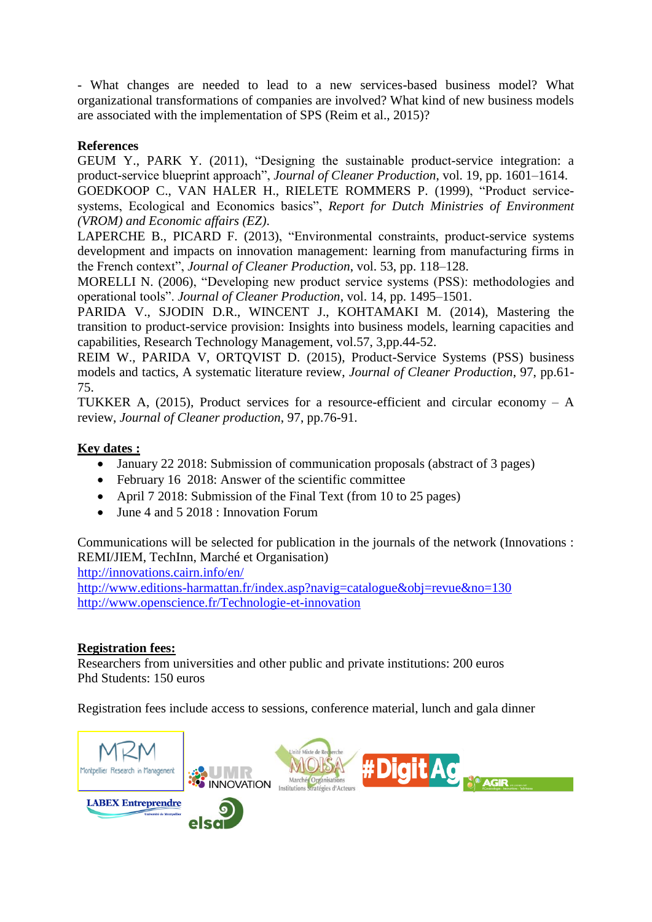- What changes are needed to lead to a new services-based business model? What organizational transformations of companies are involved? What kind of new business models are associated with the implementation of SPS (Reim et al., 2015)?

**References**

GEUM Y., PARK Y. (2011), "Designing the sustainable product-service integration: a product-service blueprint approach", *Journal of Cleaner Production*, vol. 19, pp. 1601–1614.

GOEDKOOP C., VAN HALER H., RIELETE ROMMERS P. (1999), "Product service-systems, Ecological and Economics basics", *Report for Dutch Ministries of Environment (VROM) and Economic affairs (EZ).*

LAPERCHE B., PICARD F. (2013), "Environmental constraints, product-service systems development and impacts on innovation management: learning from manufacturing firms in the French context", *Journal of Cleaner Production*, vol. 53, pp. 118–128.

MORELLI N. (2006), "Developing new product service systems (PSS): methodologies and operational tools". *Journal of Cleaner Production*, vol. 14, pp. 1495–1501.

PARIDA V., SJODIN D.R., WINCENT J., KOHTAMAKI M. (2014), Mastering the transition to product-service provision: Insights into business models, learning capacities and capabilities, Research Technology Management, vol.57, 3,pp.44-52.

REIM W., PARIDA V, ORTQVIST D. (2015), Product-Service Systems (PSS) business models and tactics, A systematic literature review, *Journal of Cleaner Production*, 97, pp.61-75.

TUKKER A, (2015), Product services for a resource-efficient and circular economy – A review, *Journal of Cleaner production*, 97, pp.76-91.

**Key dates :**

- January 22 2018: Submission of communication proposals (abstract of 3 pages)
- February 16 2018: Answer of the scientific committee
- April 7 2018: Submission of the Final Text (from 10 to 25 pages)
- June 4 and 5 2018 : Innovation Forum

Communications will be selected for publication in the journals of the network (Innovations : REMI/JIEM, TechInn, Marché et Organisation)

http://innovations.cairn.info/en/

http://www.editions-harmattan.fr/index.asp?navig=catalogue&obj=revue&no=130

http://www.openscience.fr/Technologie-et-innovation

**Registration fees:**

Researchers from universities and other public and private institutions: 200 euros
Phd Students: 150 euros

Registration fees include access to sessions, conference material, lunch and gala dinner

MRM Montpellier Research in Management

UMR INNOVATION

Unité Mixte de Recherche MOISA Marchés Organisations Institutions Stratégies d'Acteurs

#DigitAg

AGIR

LABEX Entreprendre Université de Montpellier

elsa